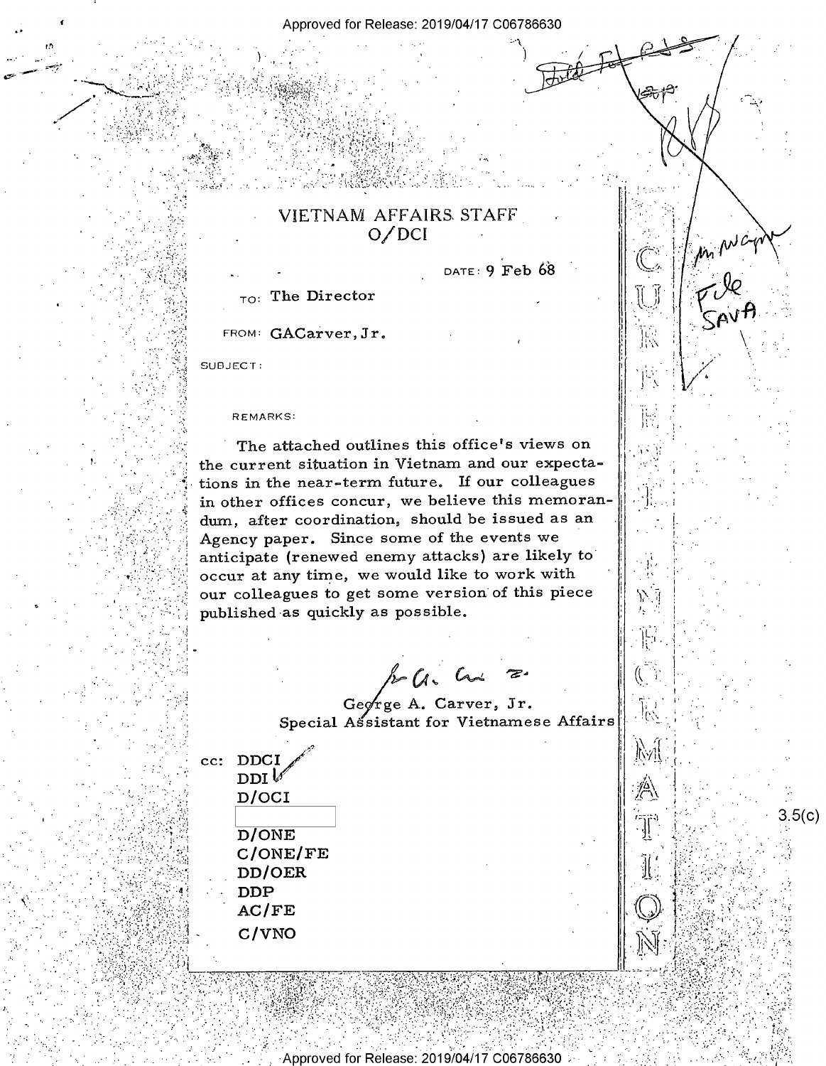# VIETNAM AFFAIRS STAFF
## O/DCI

DATE: 9 Feb 68

TO: The Director

FROM: GACarver, Jr.

SUBJECT:

REMARKS:

The attached outlines this office's views on the current situation in Vietnam and our expectations in the near-term future. If our colleagues in other offices concur, we believe this memorandum, after coordination, should be issued as an Agency paper. Since some of the events we anticipate (renewed enemy attacks) are likely to occur at any time, we would like to work with our colleagues to get some version of this piece published as quickly as possible.

George A. Carver, Jr.
Special Assistant for Vietnamese Affairs

cc: DDCI
DDI
D/OCI
[redacted] 3.5(c)
D/ONE
C/ONE/FE
DD/OER
DDP
AC/FE
C/VNO

CURRENT INFORMATION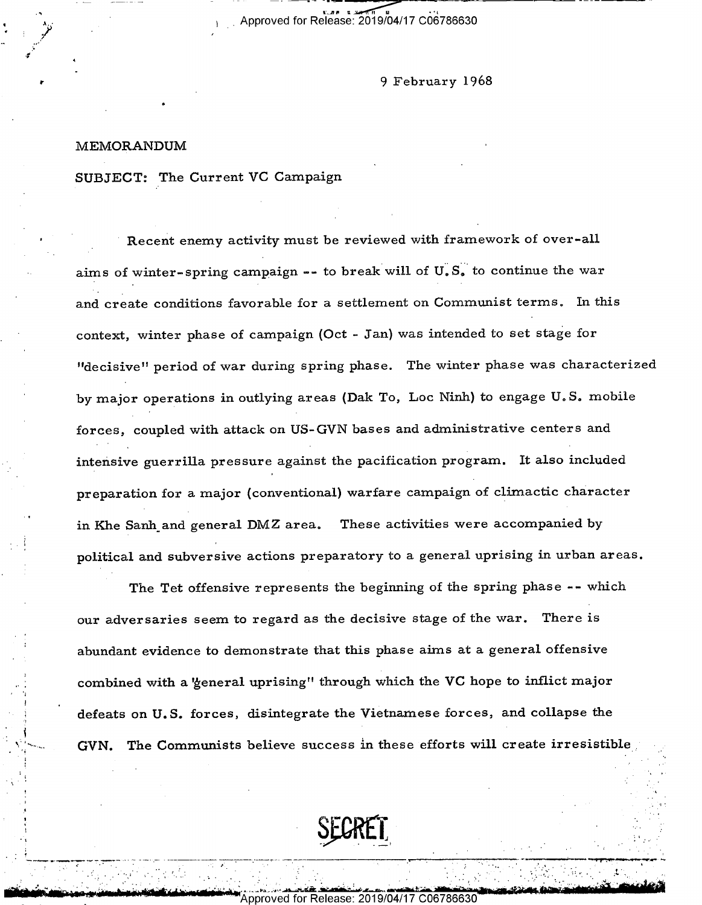9 February 1968

MEMORANDUM

SUBJECT: The Current VC Campaign

Recent enemy activity must be reviewed with framework of over-all aims of winter-spring campaign -- to break will of U.S. to continue the war and create conditions favorable for a settlement on Communist terms. In this context, winter phase of campaign (Oct - Jan) was intended to set stage for "decisive" period of war during spring phase. The winter phase was characterized by major operations in outlying areas (Dak To, Loc Ninh) to engage U.S. mobile forces, coupled with attack on US-GVN bases and administrative centers and intensive guerrilla pressure against the pacification program. It also included preparation for a major (conventional) warfare campaign of climactic character in Khe Sanh and general DMZ area. These activities were accompanied by political and subversive actions preparatory to a general uprising in urban areas.

The Tet offensive represents the beginning of the spring phase -- which our adversaries seem to regard as the decisive stage of the war. There is abundant evidence to demonstrate that this phase aims at a general offensive combined with a "general uprising" through which the VC hope to inflict major defeats on U.S. forces, disintegrate the Vietnamese forces, and collapse the GVN. The Communists believe success in these efforts will create irresistible

SECRET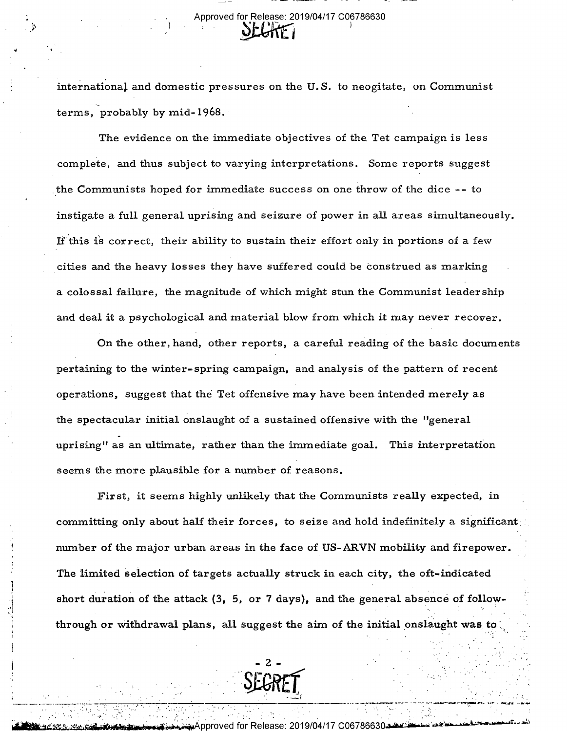international and domestic pressures on the U.S. to neogitate, on Communist terms, probably by mid-1968.

The evidence on the immediate objectives of the Tet campaign is less complete, and thus subject to varying interpretations. Some reports suggest the Communists hoped for immediate success on one throw of the dice -- to instigate a full general uprising and seizure of power in all areas simultaneously. If this is correct, their ability to sustain their effort only in portions of a few cities and the heavy losses they have suffered could be construed as marking a colossal failure, the magnitude of which might stun the Communist leadership and deal it a psychological and material blow from which it may never recover.

On the other, hand, other reports, a careful reading of the basic documents pertaining to the winter-spring campaign, and analysis of the pattern of recent operations, suggest that the Tet offensive may have been intended merely as the spectacular initial onslaught of a sustained offensive with the "general uprising" as an ultimate, rather than the immediate goal. This interpretation seems the more plausible for a number of reasons.

First, it seems highly unlikely that the Communists really expected, in committing only about half their forces, to seize and hold indefinitely a significant number of the major urban areas in the face of US-ARVN mobility and firepower. The limited selection of targets actually struck in each city, the oft-indicated short duration of the attack (3, 5, or 7 days), and the general absence of follow-through or withdrawal plans, all suggest the aim of the initial onslaught was to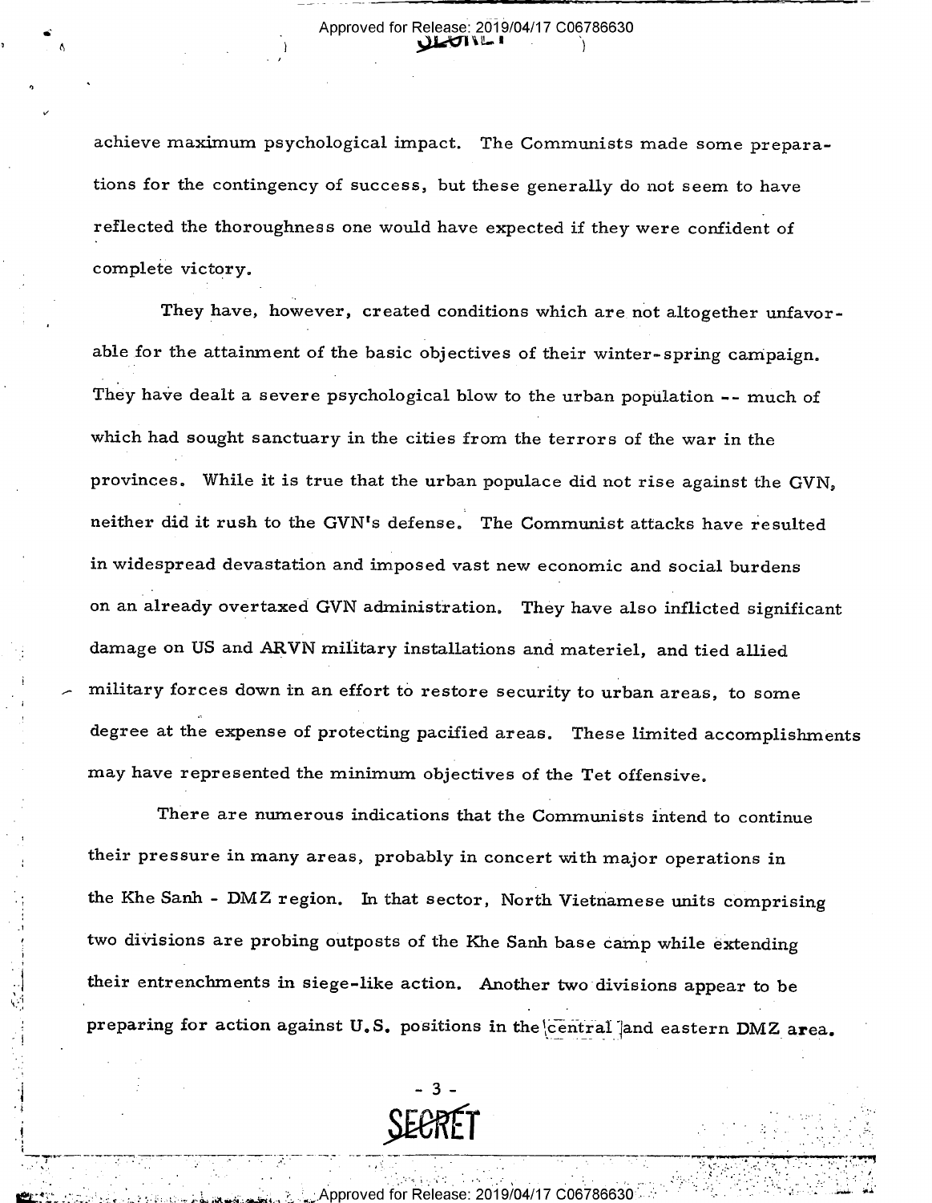achieve maximum psychological impact. The Communists made some preparations for the contingency of success, but these generally do not seem to have reflected the thoroughness one would have expected if they were confident of complete victory.

They have, however, created conditions which are not altogether unfavorable for the attainment of the basic objectives of their winter-spring campaign. They have dealt a severe psychological blow to the urban population -- much of which had sought sanctuary in the cities from the terrors of the war in the provinces. While it is true that the urban populace did not rise against the GVN, neither did it rush to the GVN's defense. The Communist attacks have resulted in widespread devastation and imposed vast new economic and social burdens on an already overtaxed GVN administration. They have also inflicted significant damage on US and ARVN military installations and materiel, and tied allied military forces down in an effort to restore security to urban areas, to some degree at the expense of protecting pacified areas. These limited accomplishments may have represented the minimum objectives of the Tet offensive.

There are numerous indications that the Communists intend to continue their pressure in many areas, probably in concert with major operations in the Khe Sanh - DMZ region. In that sector, North Vietnamese units comprising two divisions are probing outposts of the Khe Sanh base camp while extending their entrenchments in siege-like action. Another two divisions appear to be preparing for action against U.S. positions in the central and eastern DMZ area.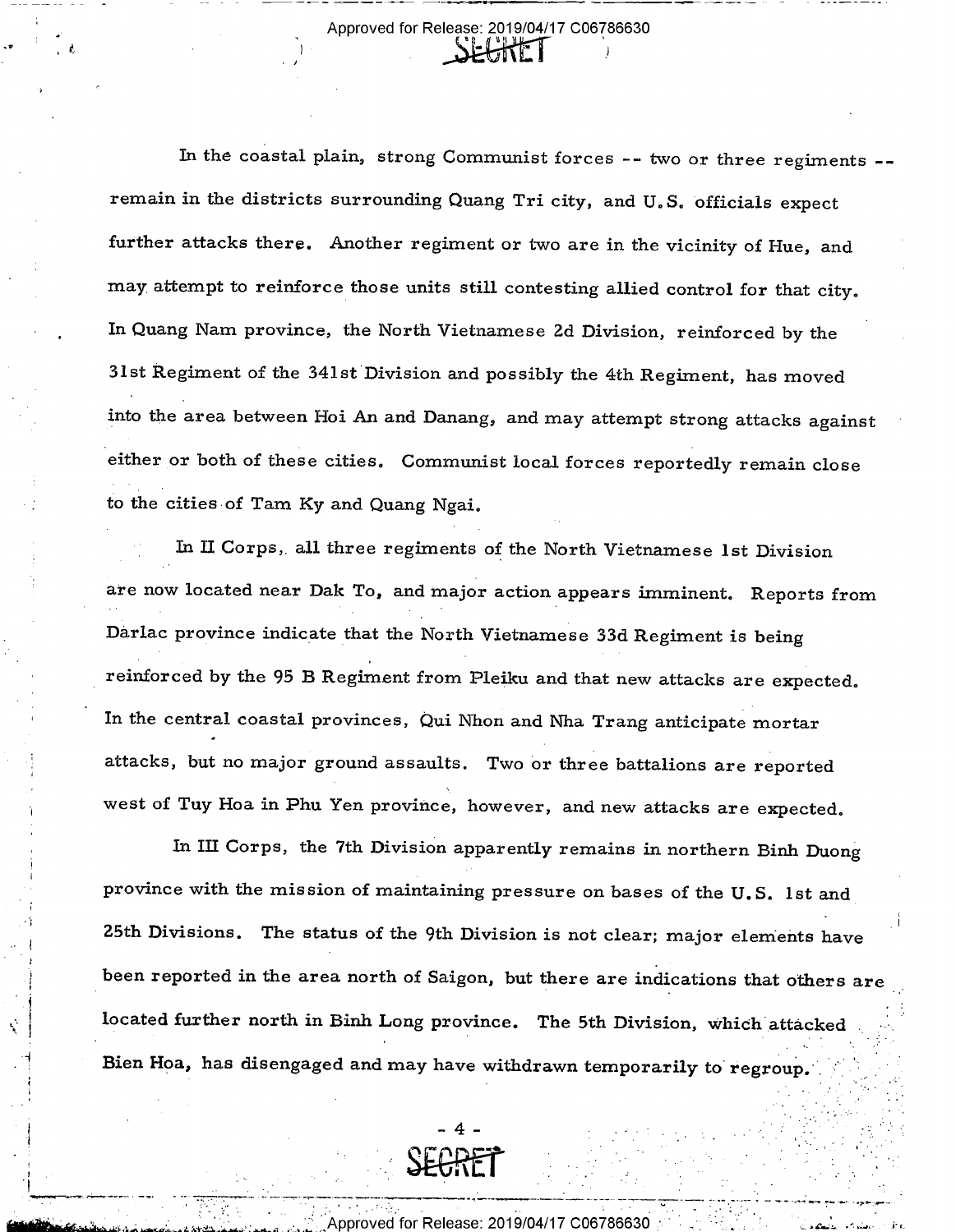In the coastal plain, strong Communist forces -- two or three regiments -- remain in the districts surrounding Quang Tri city, and U.S. officials expect further attacks there. Another regiment or two are in the vicinity of Hue, and may attempt to reinforce those units still contesting allied control for that city. In Quang Nam province, the North Vietnamese 2d Division, reinforced by the 31st Regiment of the 341st Division and possibly the 4th Regiment, has moved into the area between Hoi An and Danang, and may attempt strong attacks against either or both of these cities. Communist local forces reportedly remain close to the cities of Tam Ky and Quang Ngai.

In II Corps, all three regiments of the North Vietnamese 1st Division are now located near Dak To, and major action appears imminent. Reports from Darlac province indicate that the North Vietnamese 33d Regiment is being reinforced by the 95 B Regiment from Pleiku and that new attacks are expected. In the central coastal provinces, Qui Nhon and Nha Trang anticipate mortar attacks, but no major ground assaults. Two or three battalions are reported west of Tuy Hoa in Phu Yen province, however, and new attacks are expected.

In III Corps, the 7th Division apparently remains in northern Binh Duong province with the mission of maintaining pressure on bases of the U.S. 1st and 25th Divisions. The status of the 9th Division is not clear; major elements have been reported in the area north of Saigon, but there are indications that others are located further north in Binh Long province. The 5th Division, which attacked Bien Hoa, has disengaged and may have withdrawn temporarily to regroup.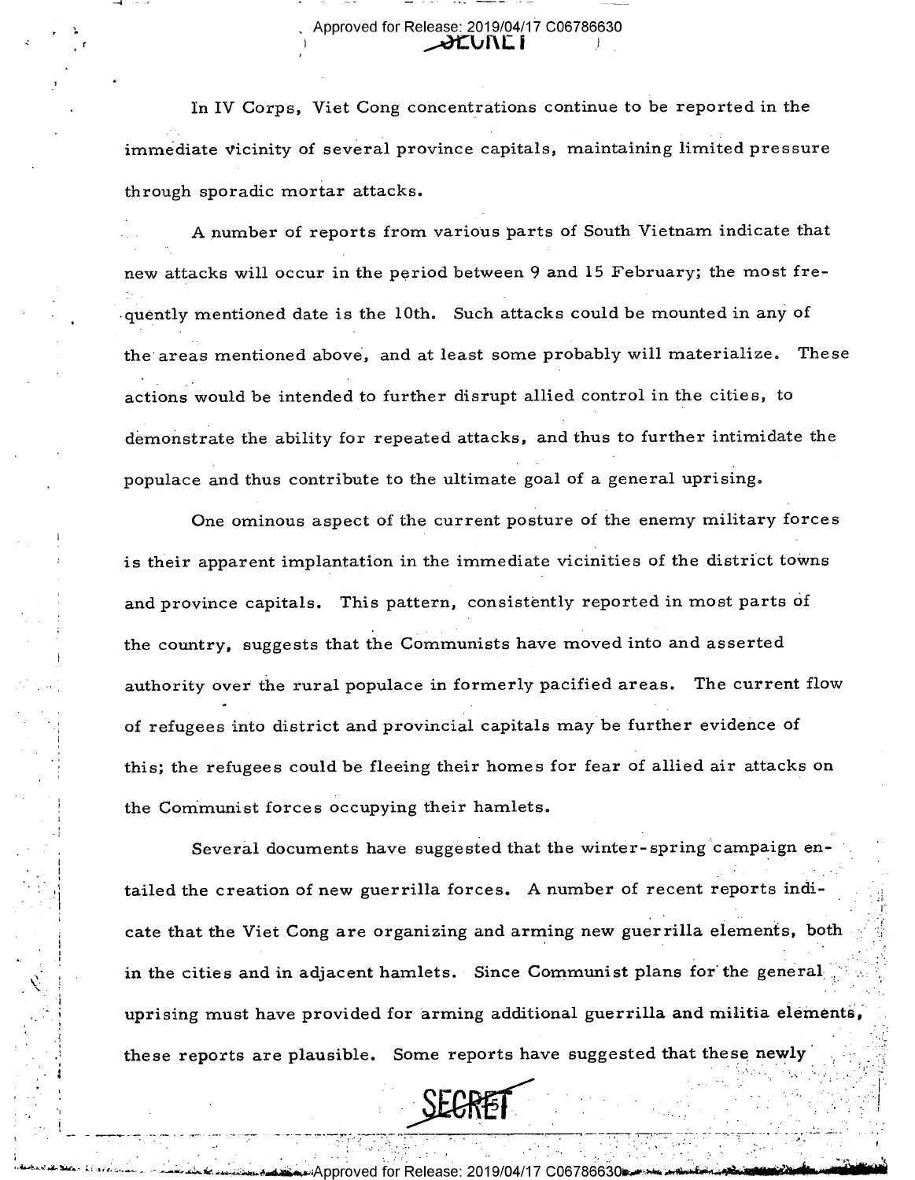In IV Corps, Viet Cong concentrations continue to be reported in the immediate vicinity of several province capitals, maintaining limited pressure through sporadic mortar attacks.

A number of reports from various parts of South Vietnam indicate that new attacks will occur in the period between 9 and 15 February; the most frequently mentioned date is the 10th. Such attacks could be mounted in any of the areas mentioned above, and at least some probably will materialize. These actions would be intended to further disrupt allied control in the cities, to demonstrate the ability for repeated attacks, and thus to further intimidate the populace and thus contribute to the ultimate goal of a general uprising.

One ominous aspect of the current posture of the enemy military forces is their apparent implantation in the immediate vicinities of the district towns and province capitals. This pattern, consistently reported in most parts of the country, suggests that the Communists have moved into and asserted authority over the rural populace in formerly pacified areas. The current flow of refugees into district and provincial capitals may be further evidence of this; the refugees could be fleeing their homes for fear of allied air attacks on the Communist forces occupying their hamlets.

Several documents have suggested that the winter-spring campaign entailed the creation of new guerrilla forces. A number of recent reports indicate that the Viet Cong are organizing and arming new guerrilla elements, both in the cities and in adjacent hamlets. Since Communist plans for the general uprising must have provided for arming additional guerrilla and militia elements, these reports are plausible. Some reports have suggested that these newly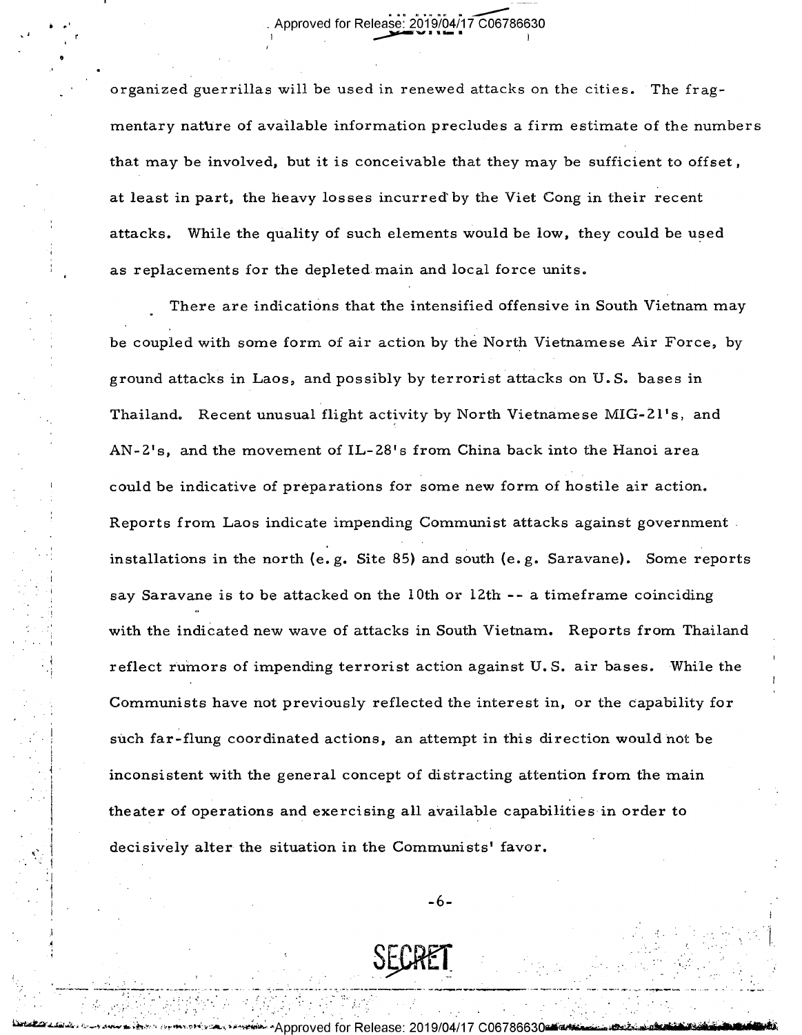organized guerrillas will be used in renewed attacks on the cities. The fragmentary nature of available information precludes a firm estimate of the numbers that may be involved, but it is conceivable that they may be sufficient to offset, at least in part, the heavy losses incurred by the Viet Cong in their recent attacks. While the quality of such elements would be low, they could be used as replacements for the depleted main and local force units.

There are indications that the intensified offensive in South Vietnam may be coupled with some form of air action by the North Vietnamese Air Force, by ground attacks in Laos, and possibly by terrorist attacks on U.S. bases in Thailand. Recent unusual flight activity by North Vietnamese MIG-21's, and AN-2's, and the movement of IL-28's from China back into the Hanoi area could be indicative of preparations for some new form of hostile air action. Reports from Laos indicate impending Communist attacks against government installations in the north (e.g. Site 85) and south (e.g. Saravane). Some reports say Saravane is to be attacked on the 10th or 12th -- a timeframe coinciding with the indicated new wave of attacks in South Vietnam. Reports from Thailand reflect rumors of impending terrorist action against U.S. air bases. While the Communists have not previously reflected the interest in, or the capability for such far-flung coordinated actions, an attempt in this direction would not be inconsistent with the general concept of distracting attention from the main theater of operations and exercising all available capabilities in order to decisively alter the situation in the Communists' favor.

SECRET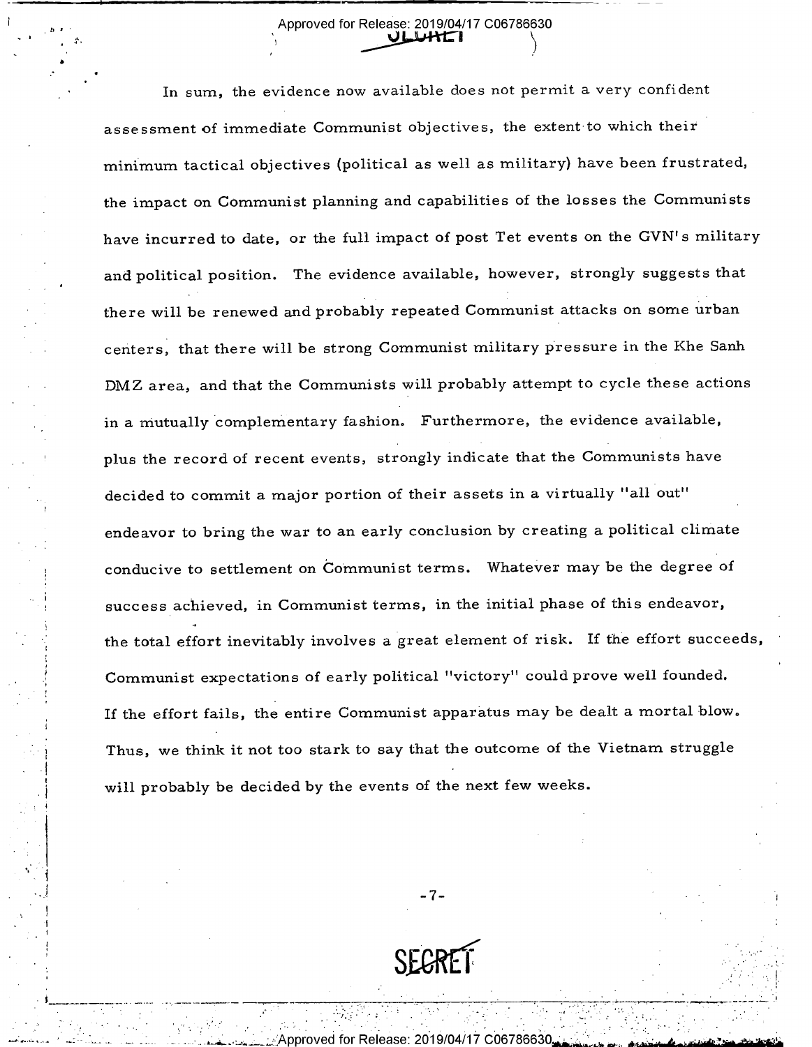In sum, the evidence now available does not permit a very confident assessment of immediate Communist objectives, the extent to which their minimum tactical objectives (political as well as military) have been frustrated, the impact on Communist planning and capabilities of the losses the Communists have incurred to date, or the full impact of post Tet events on the GVN's military and political position. The evidence available, however, strongly suggests that there will be renewed and probably repeated Communist attacks on some urban centers, that there will be strong Communist military pressure in the Khe Sanh DMZ area, and that the Communists will probably attempt to cycle these actions in a mutually complementary fashion. Furthermore, the evidence available, plus the record of recent events, strongly indicate that the Communists have decided to commit a major portion of their assets in a virtually "all out" endeavor to bring the war to an early conclusion by creating a political climate conducive to settlement on Communist terms. Whatever may be the degree of success achieved, in Communist terms, in the initial phase of this endeavor, the total effort inevitably involves a great element of risk. If the effort succeeds, Communist expectations of early political "victory" could prove well founded. If the effort fails, the entire Communist apparatus may be dealt a mortal blow. Thus, we think it not too stark to say that the outcome of the Vietnam struggle will probably be decided by the events of the next few weeks.

SECRET